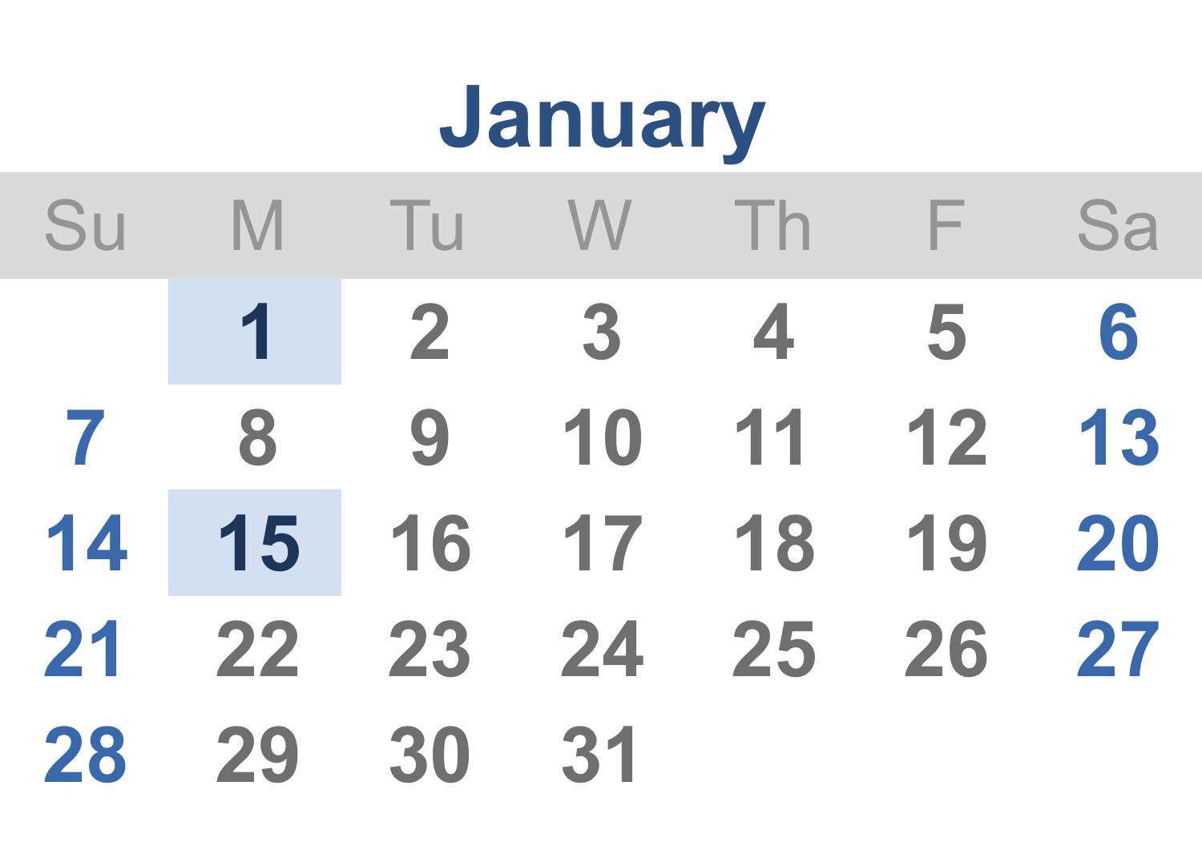# January

| Su | M | Tu | W | Th | F | Sa |
|---|---|---|---|---|---|---|
| | 1 | 2 | 3 | 4 | 5 | 6 |
| 7 | 8 | 9 | 10 | 11 | 12 | 13 |
| 14 | 15 | 16 | 17 | 18 | 19 | 20 |
| 21 | 22 | 23 | 24 | 25 | 26 | 27 |
| 28 | 29 | 30 | 31 | | | |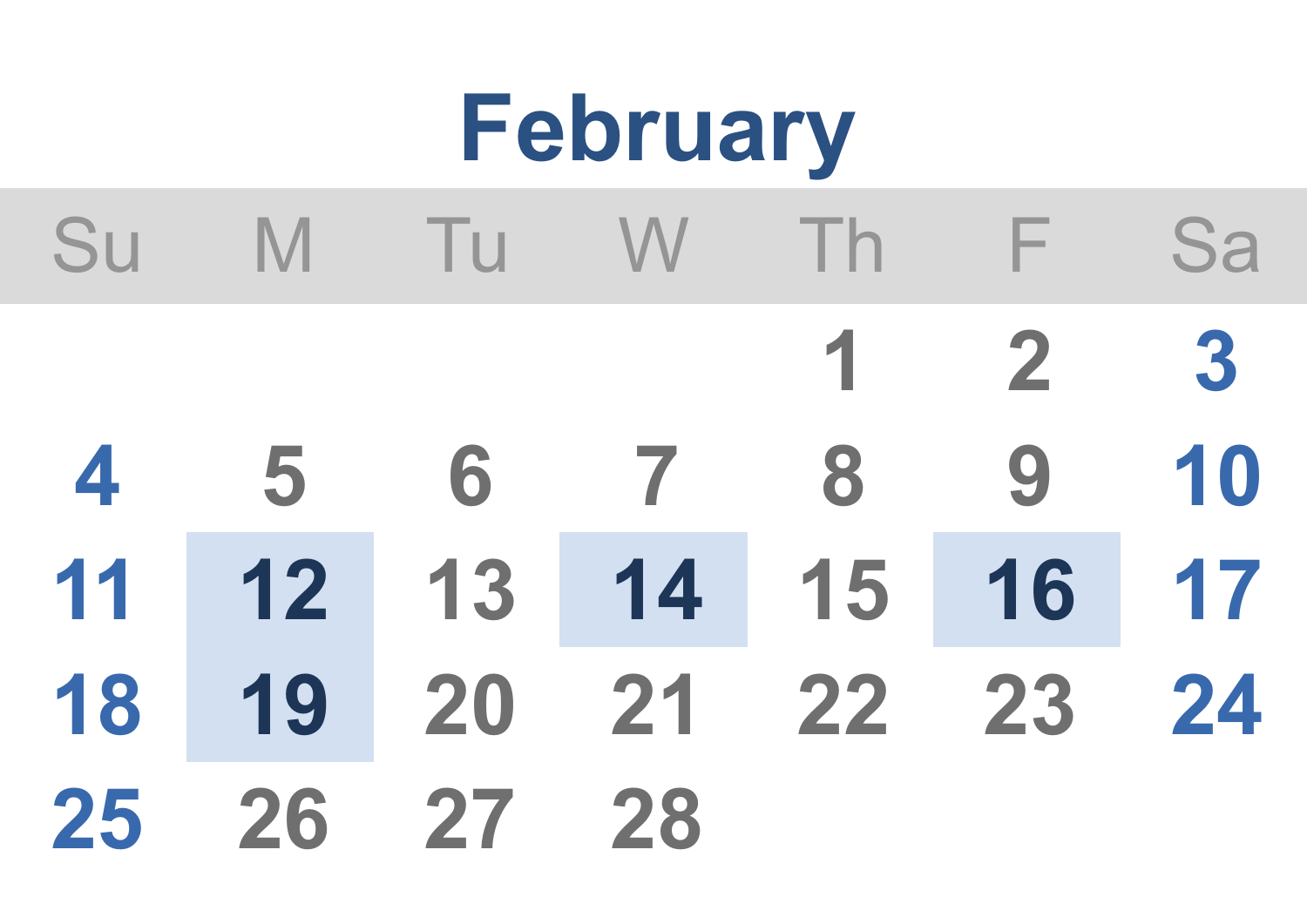# February

| Su | M | Tu | W | Th | F | Sa |
|---|---|---|---|---|---|---|
| | | | | 1 | 2 | 3 |
| 4 | 5 | 6 | 7 | 8 | 9 | 10 |
| 11 | **12** | 13 | **14** | 15 | **16** | 17 |
| 18 | **19** | 20 | 21 | 22 | 23 | 24 |
| 25 | 26 | 27 | 28 | | | |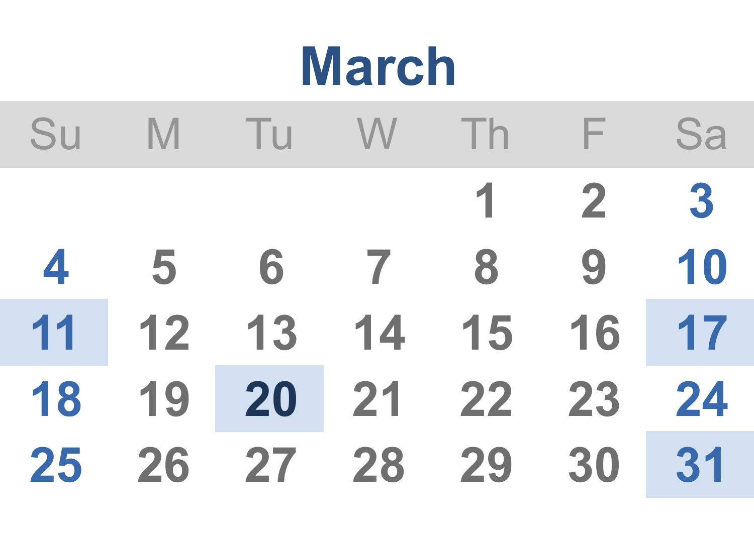# March

| Su | M | Tu | W | Th | F | Sa |
|---|---|---|---|---|---|---|
| | | | | 1 | 2 | 3 |
| 4 | 5 | 6 | 7 | 8 | 9 | 10 |
| 11 | 12 | 13 | 14 | 15 | 16 | 17 |
| 18 | 19 | 20 | 21 | 22 | 23 | 24 |
| 25 | 26 | 27 | 28 | 29 | 30 | 31 |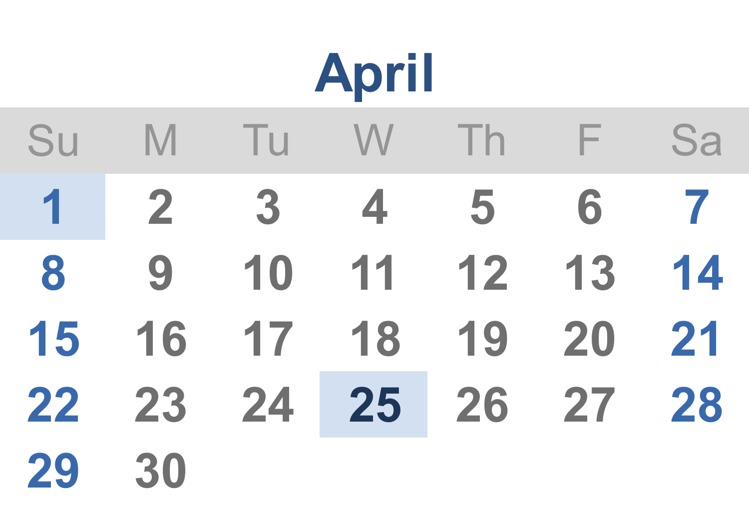# April

| Su | M | Tu | W | Th | F | Sa |
|---|---|---|---|---|---|---|
| 1 | 2 | 3 | 4 | 5 | 6 | 7 |
| 8 | 9 | 10 | 11 | 12 | 13 | 14 |
| 15 | 16 | 17 | 18 | 19 | 20 | 21 |
| 22 | 23 | 24 | 25 | 26 | 27 | 28 |
| 29 | 30 | | | | | |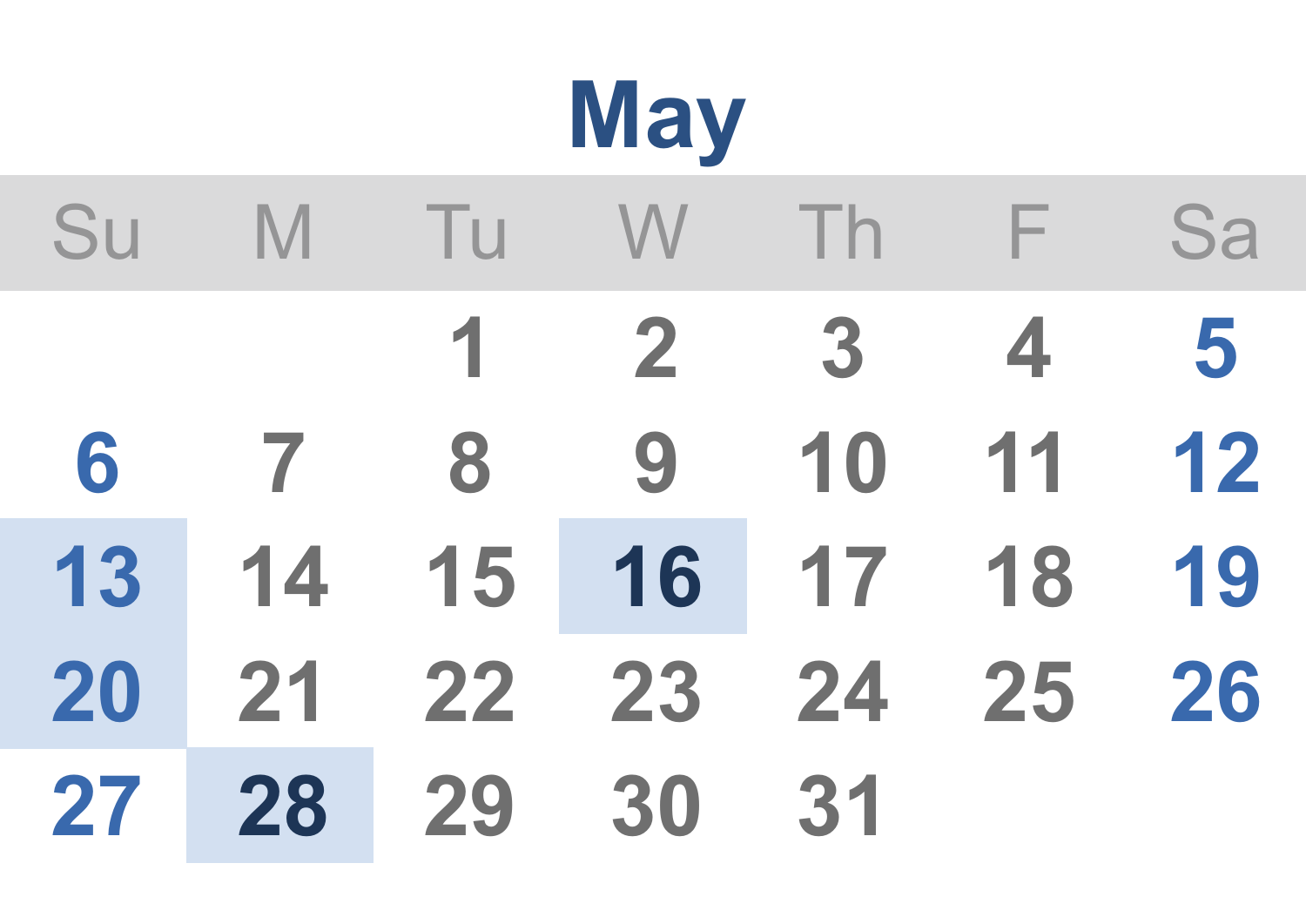# May

| Su | M | Tu | W | Th | F | Sa |
| --- | --- | --- | --- | --- | --- | --- |
| | | 1 | 2 | 3 | 4 | 5 |
| 6 | 7 | 8 | 9 | 10 | 11 | 12 |
| 13 | 14 | 15 | 16 | 17 | 18 | 19 |
| 20 | 21 | 22 | 23 | 24 | 25 | 26 |
| 27 | 28 | 29 | 30 | 31 | | |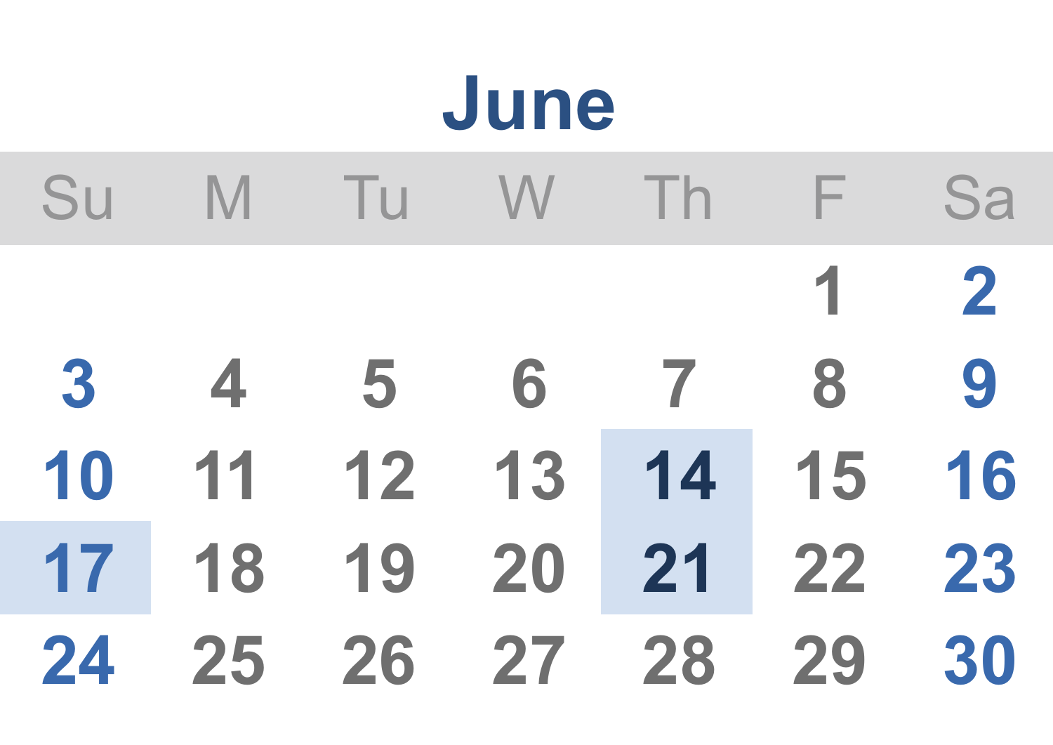# June

| Su | M | Tu | W | Th | F | Sa |
|---|---|---|---|---|---|---|
| | | | | | 1 | 2 |
| 3 | 4 | 5 | 6 | 7 | 8 | 9 |
| 10 | 11 | 12 | 13 | 14 | 15 | 16 |
| 17 | 18 | 19 | 20 | 21 | 22 | 23 |
| 24 | 25 | 26 | 27 | 28 | 29 | 30 |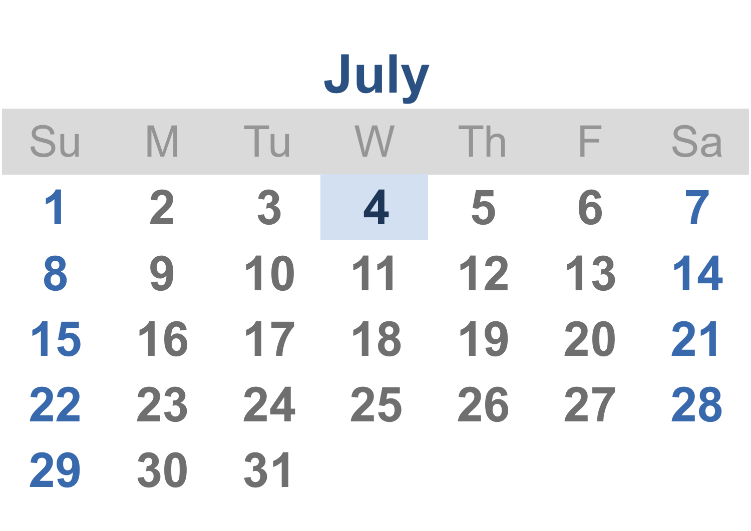# July

| Su | M | Tu | W | Th | F | Sa |
|---|---|---|---|---|---|---|
| 1 | 2 | 3 | 4 | 5 | 6 | 7 |
| 8 | 9 | 10 | 11 | 12 | 13 | 14 |
| 15 | 16 | 17 | 18 | 19 | 20 | 21 |
| 22 | 23 | 24 | 25 | 26 | 27 | 28 |
| 29 | 30 | 31 | | | | |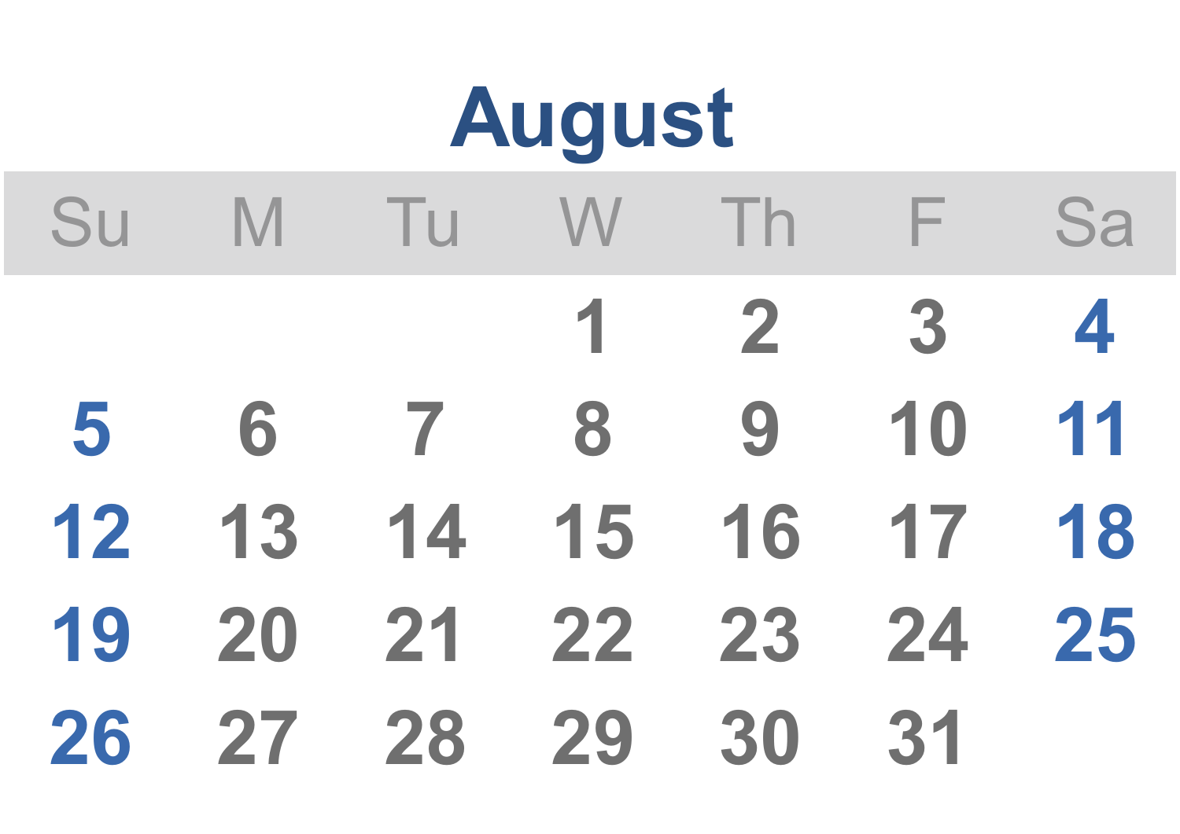# August

| Su | M | Tu | W | Th | F | Sa |
| --- | --- | --- | --- | --- | --- | --- |
| | | | 1 | 2 | 3 | 4 |
| 5 | 6 | 7 | 8 | 9 | 10 | 11 |
| 12 | 13 | 14 | 15 | 16 | 17 | 18 |
| 19 | 20 | 21 | 22 | 23 | 24 | 25 |
| 26 | 27 | 28 | 29 | 30 | 31 | |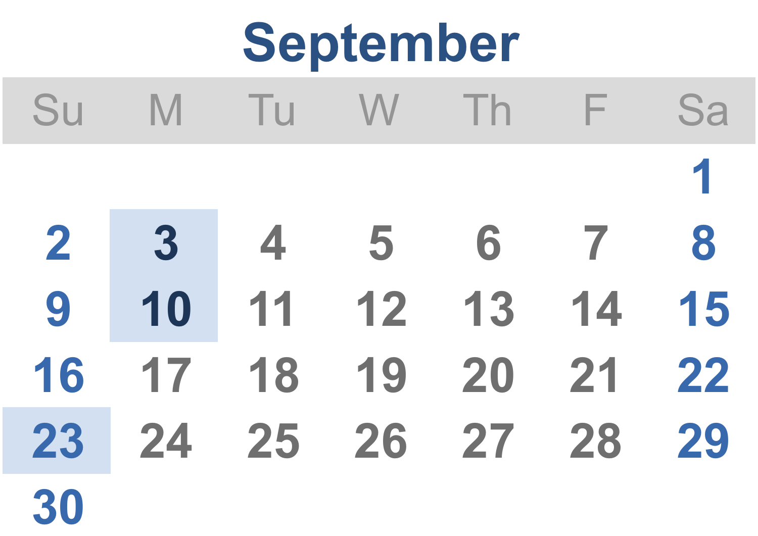# September

| Su | M | Tu | W | Th | F | Sa |
|---|---|---|---|---|---|---|
| | | | | | | 1 |
| 2 | 3 | 4 | 5 | 6 | 7 | 8 |
| 9 | 10 | 11 | 12 | 13 | 14 | 15 |
| 16 | 17 | 18 | 19 | 20 | 21 | 22 |
| 23 | 24 | 25 | 26 | 27 | 28 | 29 |
| 30 | | | | | | |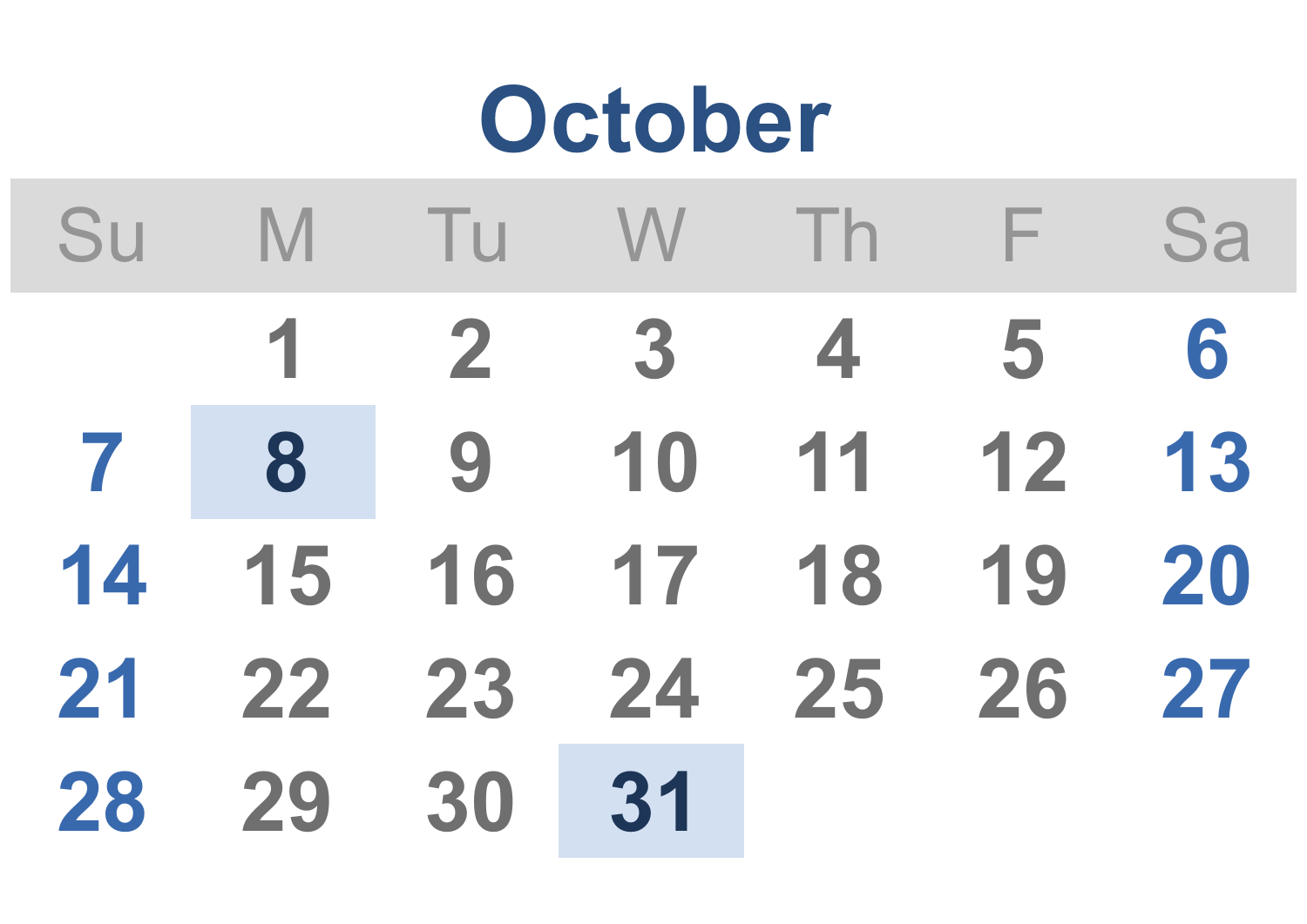# October

| Su | M | Tu | W | Th | F | Sa |
|---|---|---|---|---|---|---|
| | 1 | 2 | 3 | 4 | 5 | 6 |
| 7 | 8 | 9 | 10 | 11 | 12 | 13 |
| 14 | 15 | 16 | 17 | 18 | 19 | 20 |
| 21 | 22 | 23 | 24 | 25 | 26 | 27 |
| 28 | 29 | 30 | 31 | | | |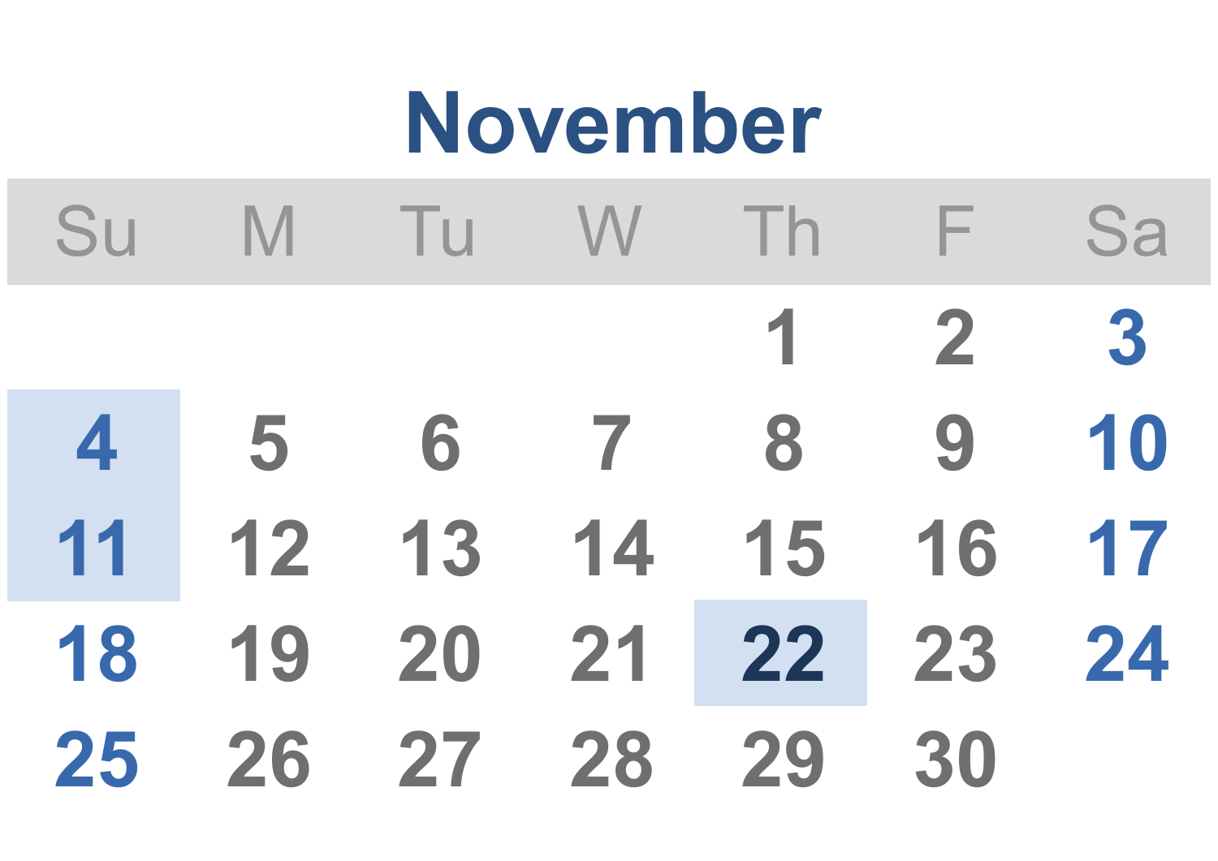# November

| Su | M | Tu | W | Th | F | Sa |
|---|---|---|---|---|---|---|
| | | | | 1 | 2 | 3 |
| 4 | 5 | 6 | 7 | 8 | 9 | 10 |
| 11 | 12 | 13 | 14 | 15 | 16 | 17 |
| 18 | 19 | 20 | 21 | 22 | 23 | 24 |
| 25 | 26 | 27 | 28 | 29 | 30 | |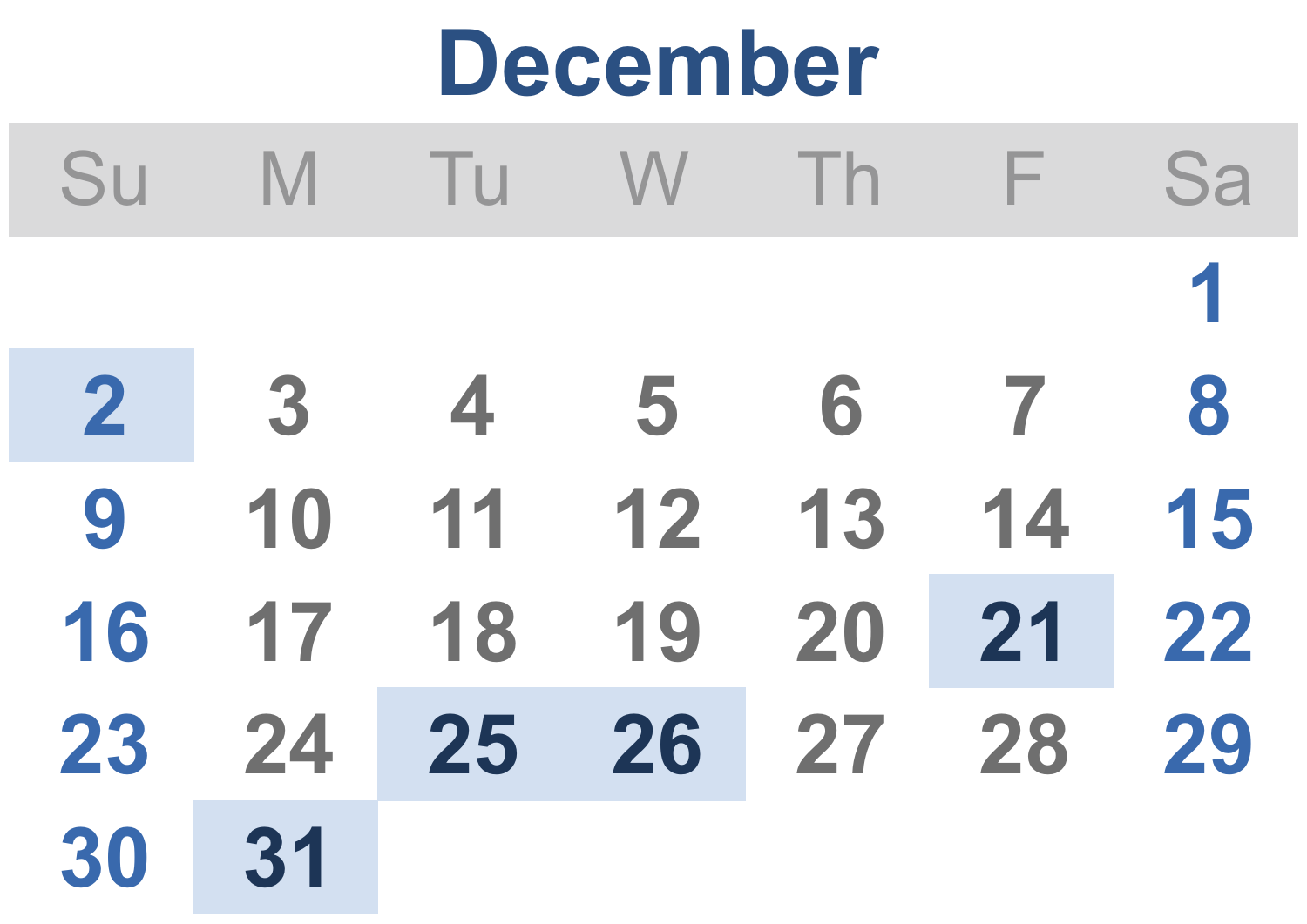# December

| Su | M | Tu | W | Th | F | Sa |
|---|---|---|---|---|---|---|
| | | | | | | 1 |
| 2 | 3 | 4 | 5 | 6 | 7 | 8 |
| 9 | 10 | 11 | 12 | 13 | 14 | 15 |
| 16 | 17 | 18 | 19 | 20 | 21 | 22 |
| 23 | 24 | 25 | 26 | 27 | 28 | 29 |
| 30 | 31 | | | | | |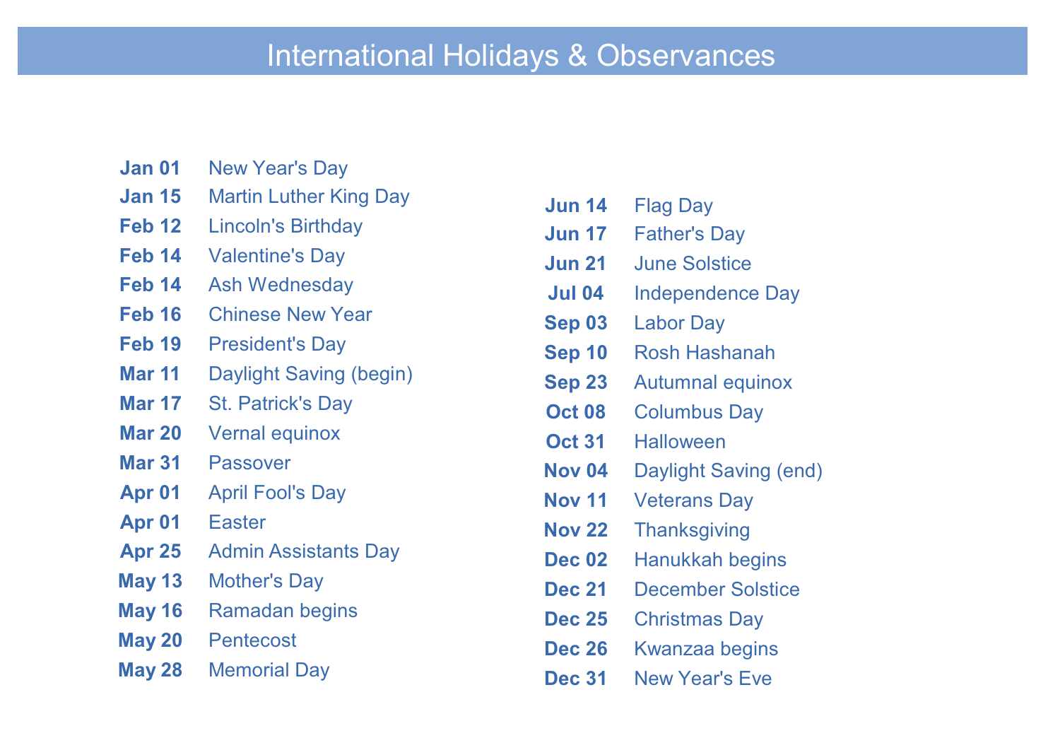# International Holidays & Observances

| | |
|---|---|
| **Jan 01** | New Year's Day |
| **Jan 15** | Martin Luther King Day |
| **Feb 12** | Lincoln's Birthday |
| **Feb 14** | Valentine's Day |
| **Feb 14** | Ash Wednesday |
| **Feb 16** | Chinese New Year |
| **Feb 19** | President's Day |
| **Mar 11** | Daylight Saving (begin) |
| **Mar 17** | St. Patrick's Day |
| **Mar 20** | Vernal equinox |
| **Mar 31** | Passover |
| **Apr 01** | April Fool's Day |
| **Apr 01** | Easter |
| **Apr 25** | Admin Assistants Day |
| **May 13** | Mother's Day |
| **May 16** | Ramadan begins |
| **May 20** | Pentecost |
| **May 28** | Memorial Day |
| **Jun 14** | Flag Day |
| **Jun 17** | Father's Day |
| **Jun 21** | June Solstice |
| **Jul 04** | Independence Day |
| **Sep 03** | Labor Day |
| **Sep 10** | Rosh Hashanah |
| **Sep 23** | Autumnal equinox |
| **Oct 08** | Columbus Day |
| **Oct 31** | Halloween |
| **Nov 04** | Daylight Saving (end) |
| **Nov 11** | Veterans Day |
| **Nov 22** | Thanksgiving |
| **Dec 02** | Hanukkah begins |
| **Dec 21** | December Solstice |
| **Dec 25** | Christmas Day |
| **Dec 26** | Kwanzaa begins |
| **Dec 31** | New Year's Eve |